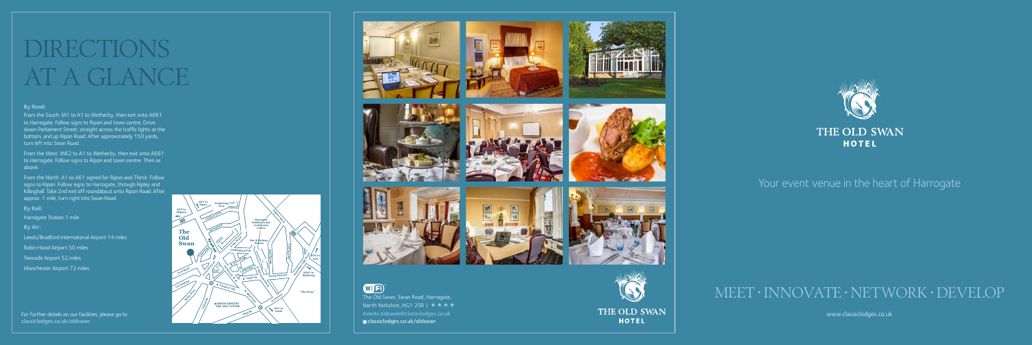# DIRECTIONS AT A GLANCE

**By Road:**

From the South: M1 to A1 to Wetherby, then exit onto A661 to Harrogate. Follow signs to Ripon and town centre. Drive down Parliament Street, straight across the traffic lights at the bottom, and up Ripon Road. After approximately 150 yards, turn left into Swan Road.

From the West: M62 to A1 to Wetherby, then exit onto A661 to Harrogate. Follow signs to Ripon and town centre. Then as above.

From the North: A1 to A61 signed for Ripon and Thirsk. Follow signs to Ripon. Follow signs to Harrogate, through Ripley and Killinghall. Take 2nd exit off roundabout onto Ripon Road. After approx. 1 mile, turn right into Swan Road.

**By Rail:**

Harrogate Station 1 mile

**By Air:**

Leeds/Bradford International Airport 14 miles

Robin Hood Airport 50 miles

Teesside Airport 52 miles

Manchester Airport 72 miles

For further details on our facilities, please go to classiclodges.co.uk/oldswan

The Old Swan, Swan Road, Harrogate, North Yorkshire, HG1 2SR | ★★★★

events.oldswan@classiclodges.co.uk

classiclodges.co.uk/oldswan

THE OLD SWAN HOTEL

Your event venue in the heart of Harrogate

MEET · INNOVATE · NETWORK · DEVELOP

www.classiclodges.co.uk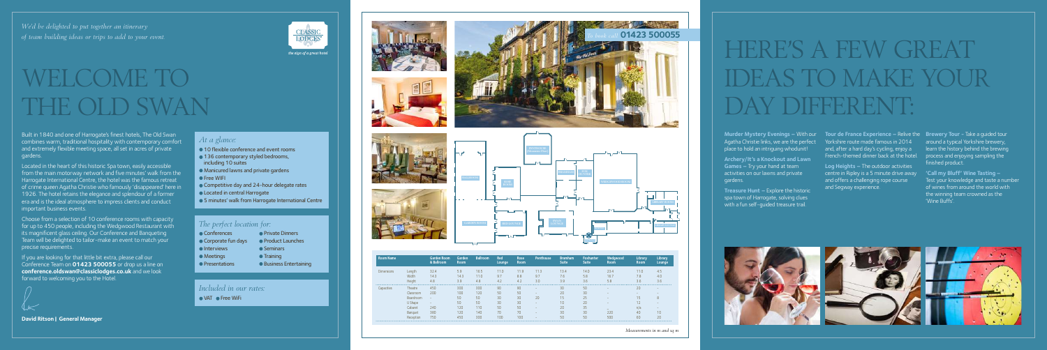*We'd be delighted to put together an itinerary of team building ideas or trips to add to your event.*

CLASSIC LODGES
*the sign of a great hotel*

# WELCOME TO THE OLD SWAN

Built in 1840 and one of Harrogate's finest hotels, The Old Swan combines warm, traditional hospitality with contemporary comfort and extremely flexible meeting space, all set in acres of private gardens.

Located in the heart of this historic Spa town, easily accessible from the main motorway network and five minutes' walk from the Harrogate International Centre, the hotel was the famous retreat of crime queen Agatha Christie who famously 'disappeared' here in 1926. The hotel retains the elegance and splendour of a former era and is the ideal atmosphere to impress clients and conduct important business events.

Choose from a selection of 10 conference rooms with capacity for up to 450 people, including the Wedgwood Restaurant with its magnificent glass ceiling. Our Conference and Banqueting Team will be delighted to tailor-make an event to match your precise requirements.

If you are looking for that little bit extra, please call our Conference Team on **01423 500055** or drop us a line on **conference.oldswan@classiclodges.co.uk** and we look forward to welcoming you to the Hotel.

**David Ritson | General Manager**

## *At a glance:*

- 10 flexible conference and event rooms
- 136 contemporary styled bedrooms, including 10 suites
- Manicured lawns and private gardens
- Free WIFI
- Competitive day and 24-hour delegate rates
- Located in central Harrogate
- 5 minutes' walk from Harrogate International Centre

## *The perfect location for:*

- Conferences
- Corporate fun days
- Interviews
- Meetings
- Presentations
- Private Dinners
- Product Launches
- Seminars
- Training
- Business Entertaining

## *Included in our rates:*

- VAT
- Free WiFi

*To book call* **01423 500055**

| Room Name | | Garden Room & Ballroom | Garden Room | Ballroom | Red Lounge | Rose Room | Penthouse | Bramham Suite | Foxhunter Suite | Wedgwood Room | Library Room | Library Lounge |
|---|---|---|---|---|---|---|---|---|---|---|---|---|
| Dimensions | Length | 32.4 | 5.8 | 18.5 | 11.0 | 11.9 | 11.3 | 13.4 | 14.0 | 23.4 | 11.0 | 4.5 |
| | Width | 14.3 | 14.3 | 11.0 | 9.7 | 8.8 | 9.7 | 7.6 | 5.8 | 18.7 | 7.8 | 4.0 |
| | Height | 4.8 | 3.9 | 4.8 | 4.2 | 4.2 | 3.0 | 3.9 | 3.0 | 5.8 | 3.6 | 3.6 |
| Capacities | Theatre | 450 | 300 | 300 | 80 | 90 | - | 30 | 50 | - | 20 | - |
| | Classroom | 200 | 100 | 100 | 50 | 50 | - | 20 | 30 | - | - | - |
| | Boardroom | - | 50 | 50 | 30 | 30 | 20 | 15 | 25 | - | 15 | 8 |
| | U Shape | - | 55 | 55 | 30 | 30 | - | 10 | 20 | - | 12 | - |
| | Cabaret | 240 | 120 | 110 | 50 | 50 | - | 20 | 35 | - | n/a | - |
| | Banquet | 380 | 120 | 140 | 70 | 70 | - | 30 | 30 | 220 | 40 | 10 |
| | Reception | 750 | 450 | 300 | 100 | 100 | - | 50 | 50 | 500 | 60 | 20 |

*Measurements in m and sq m*

# HERE'S A FEW GREAT IDEAS TO MAKE YOUR DAY DIFFERENT:

**Murder Mystery Evenings** – With our Agatha Christie links, we are the perfect place to hold an intriguing whodunit!

**Archery/It's a Knockout and Lawn Games** – Try your hand at team activities on our lawns and private gardens.

**Treasure Hunt** – Explore the historic spa town of Harrogate, solving clues with a fun self-guided treasure trail.

**Tour de France Experience** – Relive the Yorkshire route made famous in 2014 and, after a hard day's cycling, enjoy a French-themed dinner back at the hotel.

**Log Heights** – The outdoor activities centre in Ripley is a 5 minute drive away and offers a challenging rope course and Segway experience.

**Brewery Tour** - Take a guided tour around a typical Yorkshire brewery, learn the history behind the brewing process and enjoy sampling the finished product.

**'Call my Bluff' Wine Tasting** – Test your knowledge and taste a number of wines from around the world with the winning team crowned as the 'Wine Buffs'.